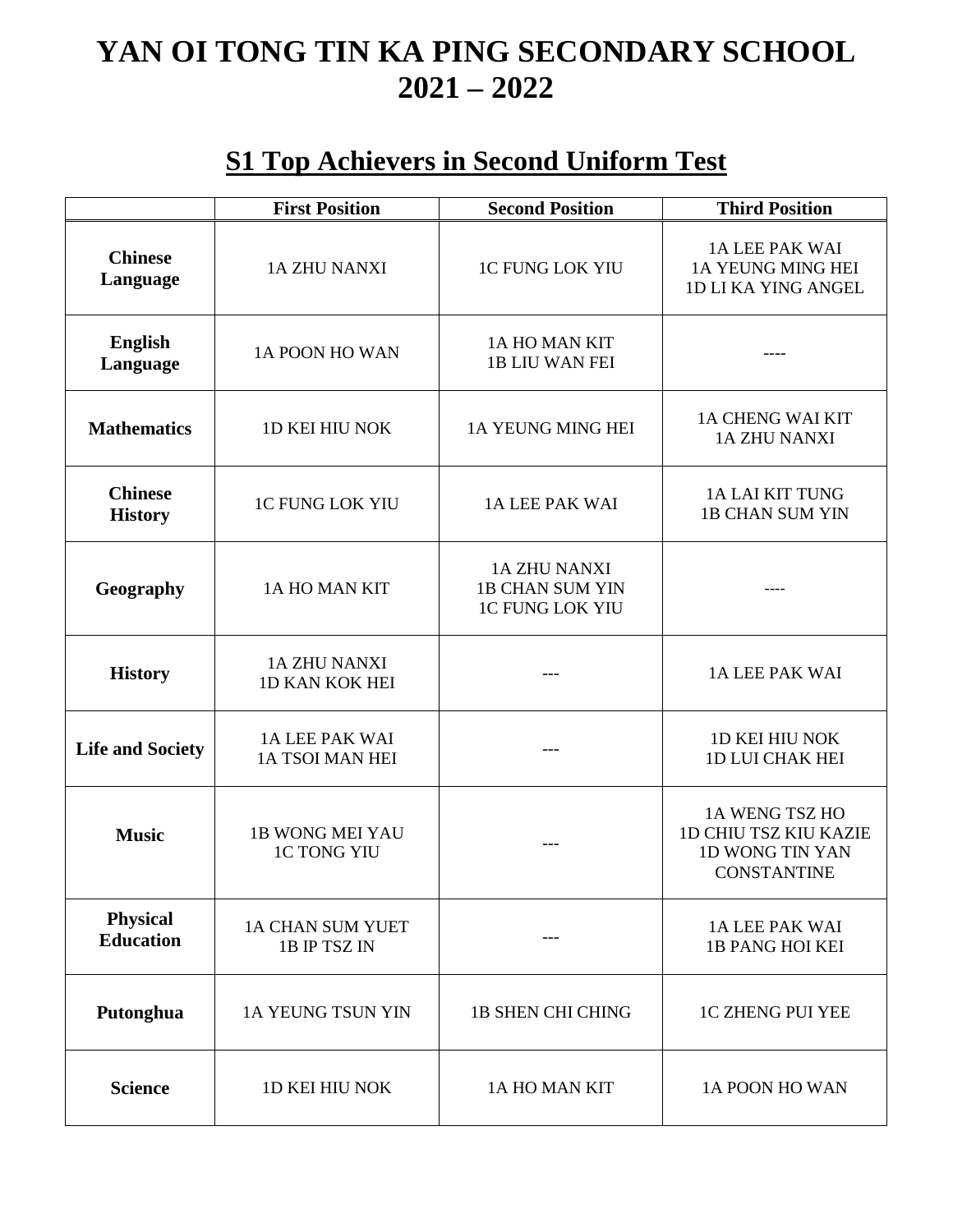# YAN OI TONG TIN KA PING SECONDARY SCHOOL 2021 – 2022

## S1 Top Achievers in Second Uniform Test

| | First Position | Second Position | Third Position |
|---|---|---|---|
| **Chinese Language** | 1A ZHU NANXI | 1C FUNG LOK YIU | 1A LEE PAK WAI<br>1A YEUNG MING HEI<br>1D LI KA YING ANGEL |
| **English Language** | 1A POON HO WAN | 1A HO MAN KIT<br>1B LIU WAN FEI | ---- |
| **Mathematics** | 1D KEI HIU NOK | 1A YEUNG MING HEI | 1A CHENG WAI KIT<br>1A ZHU NANXI |
| **Chinese History** | 1C FUNG LOK YIU | 1A LEE PAK WAI | 1A LAI KIT TUNG<br>1B CHAN SUM YIN |
| **Geography** | 1A HO MAN KIT | 1A ZHU NANXI<br>1B CHAN SUM YIN<br>1C FUNG LOK YIU | ---- |
| **History** | 1A ZHU NANXI<br>1D KAN KOK HEI | --- | 1A LEE PAK WAI |
| **Life and Society** | 1A LEE PAK WAI<br>1A TSOI MAN HEI | --- | 1D KEI HIU NOK<br>1D LUI CHAK HEI |
| **Music** | 1B WONG MEI YAU<br>1C TONG YIU | --- | 1A WENG TSZ HO<br>1D CHIU TSZ KIU KAZIE<br>1D WONG TIN YAN CONSTANTINE |
| **Physical Education** | 1A CHAN SUM YUET<br>1B IP TSZ IN | --- | 1A LEE PAK WAI<br>1B PANG HOI KEI |
| **Putonghua** | 1A YEUNG TSUN YIN | 1B SHEN CHI CHING | 1C ZHENG PUI YEE |
| **Science** | 1D KEI HIU NOK | 1A HO MAN KIT | 1A POON HO WAN |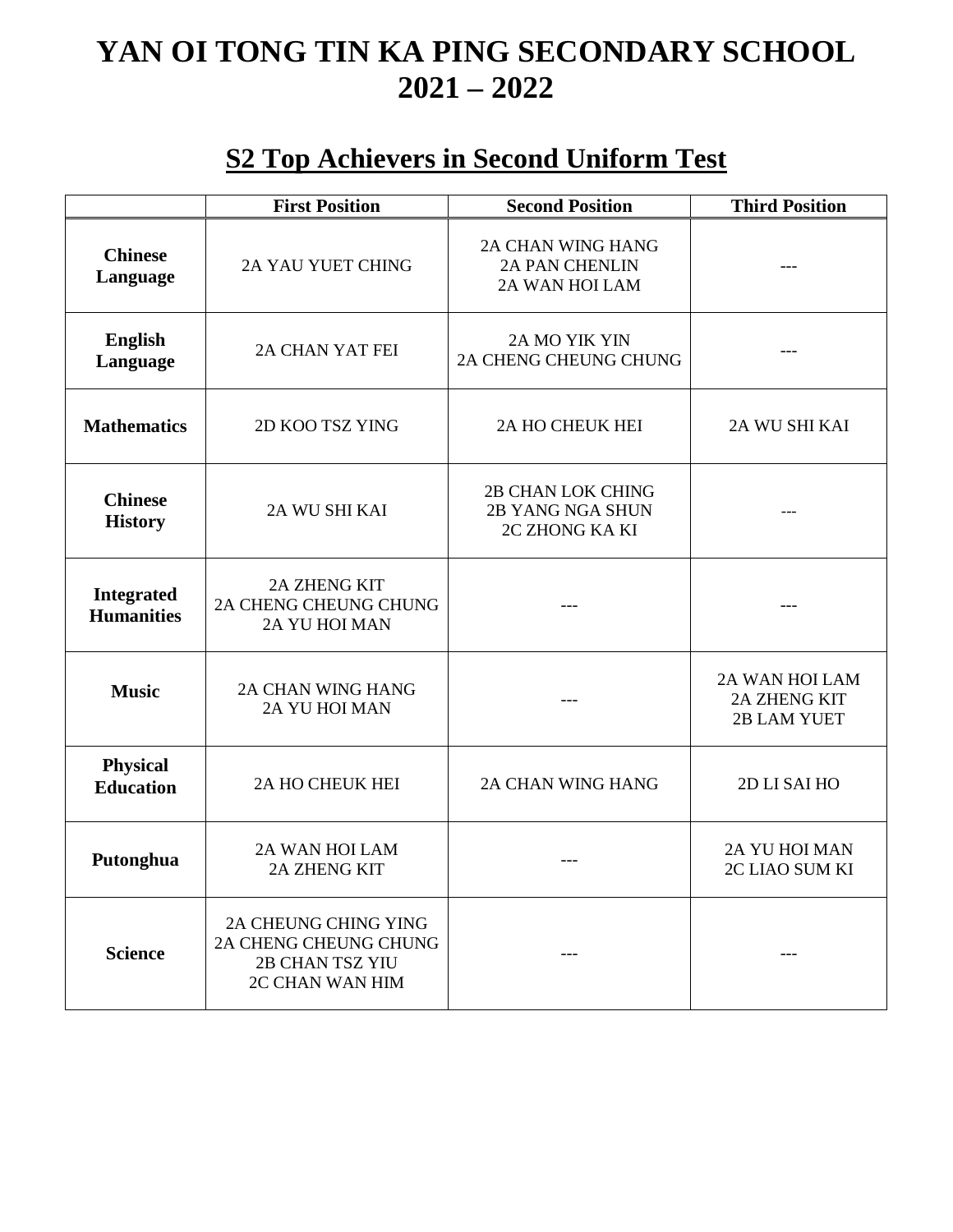# YAN OI TONG TIN KA PING SECONDARY SCHOOL
# 2021 – 2022

## S2 Top Achievers in Second Uniform Test

| | First Position | Second Position | Third Position |
|---|---|---|---|
| **Chinese Language** | 2A YAU YUET CHING | 2A CHAN WING HANG<br>2A PAN CHENLIN<br>2A WAN HOI LAM | --- |
| **English Language** | 2A CHAN YAT FEI | 2A MO YIK YIN<br>2A CHENG CHEUNG CHUNG | --- |
| **Mathematics** | 2D KOO TSZ YING | 2A HO CHEUK HEI | 2A WU SHI KAI |
| **Chinese History** | 2A WU SHI KAI | 2B CHAN LOK CHING<br>2B YANG NGA SHUN<br>2C ZHONG KA KI | --- |
| **Integrated Humanities** | 2A ZHENG KIT<br>2A CHENG CHEUNG CHUNG<br>2A YU HOI MAN | --- | --- |
| **Music** | 2A CHAN WING HANG<br>2A YU HOI MAN | --- | 2A WAN HOI LAM<br>2A ZHENG KIT<br>2B LAM YUET |
| **Physical Education** | 2A HO CHEUK HEI | 2A CHAN WING HANG | 2D LI SAI HO |
| **Putonghua** | 2A WAN HOI LAM<br>2A ZHENG KIT | --- | 2A YU HOI MAN<br>2C LIAO SUM KI |
| **Science** | 2A CHEUNG CHING YING<br>2A CHENG CHEUNG CHUNG<br>2B CHAN TSZ YIU<br>2C CHAN WAN HIM | --- | --- |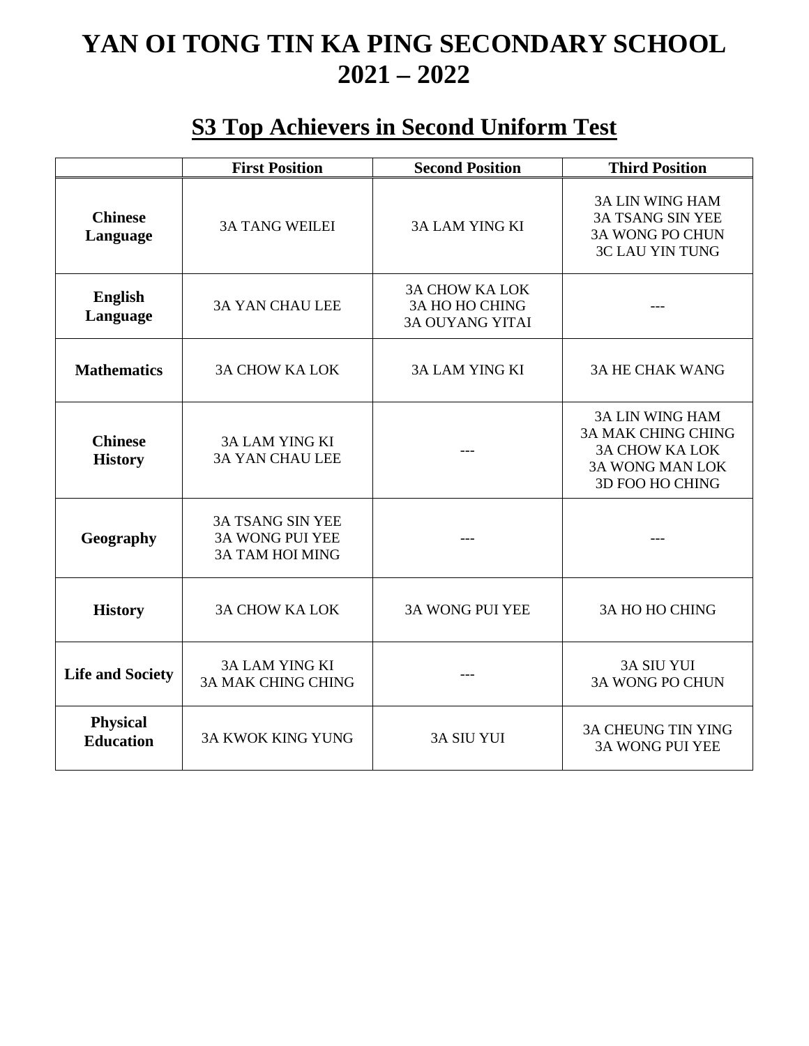# YAN OI TONG TIN KA PING SECONDARY SCHOOL
# 2021 – 2022

## S3 Top Achievers in Second Uniform Test

| | First Position | Second Position | Third Position |
|---|---|---|---|
| **Chinese Language** | 3A TANG WEILEI | 3A LAM YING KI | 3A LIN WING HAM<br>3A TSANG SIN YEE<br>3A WONG PO CHUN<br>3C LAU YIN TUNG |
| **English Language** | 3A YAN CHAU LEE | 3A CHOW KA LOK<br>3A HO HO CHING<br>3A OUYANG YITAI | --- |
| **Mathematics** | 3A CHOW KA LOK | 3A LAM YING KI | 3A HE CHAK WANG |
| **Chinese History** | 3A LAM YING KI<br>3A YAN CHAU LEE | --- | 3A LIN WING HAM<br>3A MAK CHING CHING<br>3A CHOW KA LOK<br>3A WONG MAN LOK<br>3D FOO HO CHING |
| **Geography** | 3A TSANG SIN YEE<br>3A WONG PUI YEE<br>3A TAM HOI MING | --- | --- |
| **History** | 3A CHOW KA LOK | 3A WONG PUI YEE | 3A HO HO CHING |
| **Life and Society** | 3A LAM YING KI<br>3A MAK CHING CHING | --- | 3A SIU YUI<br>3A WONG PO CHUN |
| **Physical Education** | 3A KWOK KING YUNG | 3A SIU YUI | 3A CHEUNG TIN YING<br>3A WONG PUI YEE |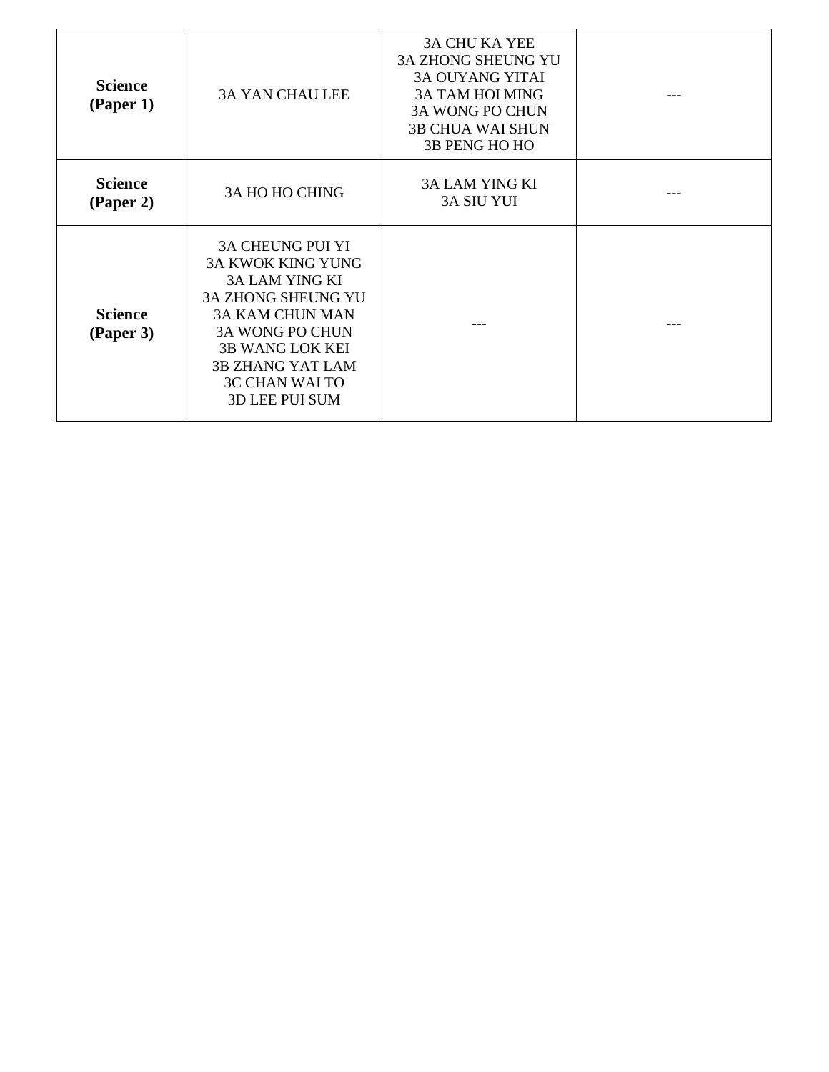| | | | |
|---|---|---|---|
| **Science (Paper 1)** | 3A YAN CHAU LEE | 3A CHU KA YEE<br>3A ZHONG SHEUNG YU<br>3A OUYANG YITAI<br>3A TAM HOI MING<br>3A WONG PO CHUN<br>3B CHUA WAI SHUN<br>3B PENG HO HO | --- |
| **Science (Paper 2)** | 3A HO HO CHING | 3A LAM YING KI<br>3A SIU YUI | --- |
| **Science (Paper 3)** | 3A CHEUNG PUI YI<br>3A KWOK KING YUNG<br>3A LAM YING KI<br>3A ZHONG SHEUNG YU<br>3A KAM CHUN MAN<br>3A WONG PO CHUN<br>3B WANG LOK KEI<br>3B ZHANG YAT LAM<br>3C CHAN WAI TO<br>3D LEE PUI SUM | --- | --- |